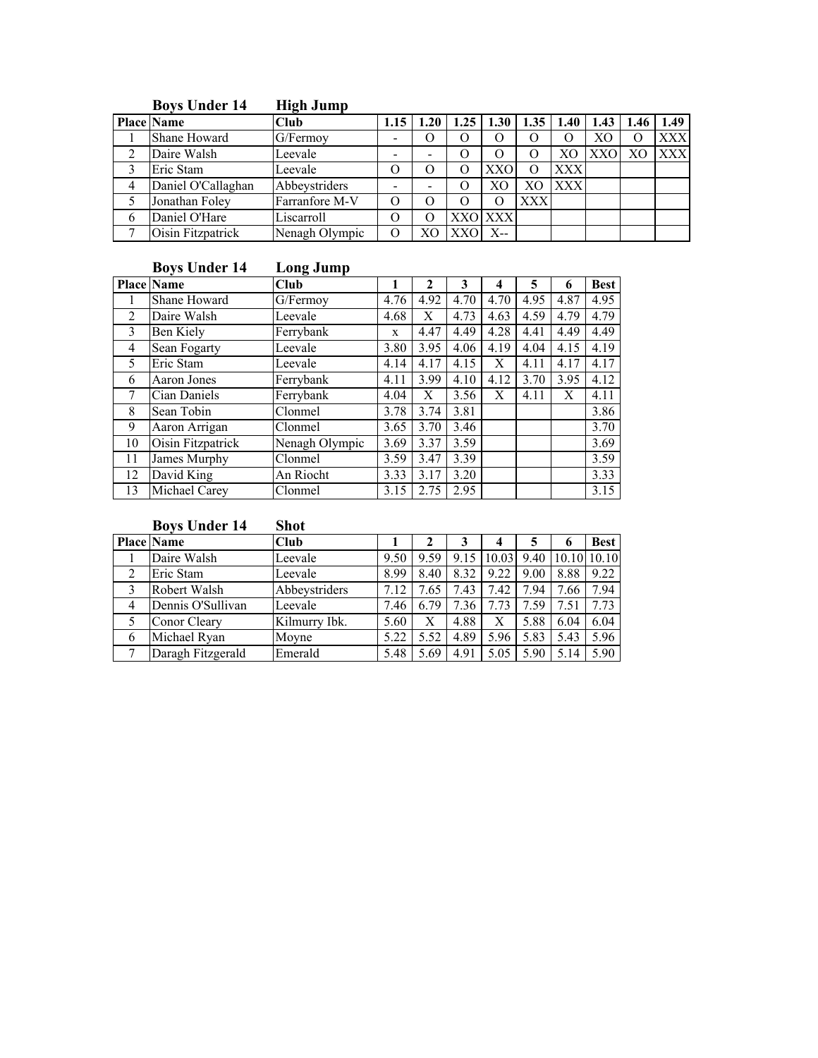### Boys Under 14 High Jump

| Place | Name | Club | 1.15 | 1.20 | 1.25 | 1.30 | 1.35 | 1.40 | 1.43 | 1.46 | 1.49 |
|---|---|---|---|---|---|---|---|---|---|---|---|
| 1 | Shane Howard | G/Fermoy | - | O | O | O | O | O | XO | O | XXX |
| 2 | Daire Walsh | Leevale | - | - | O | O | O | XO | XXO | XO | XXX |
| 3 | Eric Stam | Leevale | O | O | O | XXO | O | XXX | | | |
| 4 | Daniel O'Callaghan | Abbeystriders | - | - | O | XO | XO | XXX | | | |
| 5 | Jonathan Foley | Farranfore M-V | O | O | O | O | XXX | | | | |
| 6 | Daniel O'Hare | Liscarroll | O | O | XXO | XXX | | | | | |
| 7 | Oisin Fitzpatrick | Nenagh Olympic | O | XO | XXO | X-- | | | | | |

### Boys Under 14 Long Jump

| Place | Name | Club | 1 | 2 | 3 | 4 | 5 | 6 | Best |
|---|---|---|---|---|---|---|---|---|---|
| 1 | Shane Howard | G/Fermoy | 4.76 | 4.92 | 4.70 | 4.70 | 4.95 | 4.87 | 4.95 |
| 2 | Daire Walsh | Leevale | 4.68 | X | 4.73 | 4.63 | 4.59 | 4.79 | 4.79 |
| 3 | Ben Kiely | Ferrybank | x | 4.47 | 4.49 | 4.28 | 4.41 | 4.49 | 4.49 |
| 4 | Sean Fogarty | Leevale | 3.80 | 3.95 | 4.06 | 4.19 | 4.04 | 4.15 | 4.19 |
| 5 | Eric Stam | Leevale | 4.14 | 4.17 | 4.15 | X | 4.11 | 4.17 | 4.17 |
| 6 | Aaron Jones | Ferrybank | 4.11 | 3.99 | 4.10 | 4.12 | 3.70 | 3.95 | 4.12 |
| 7 | Cian Daniels | Ferrybank | 4.04 | X | 3.56 | X | 4.11 | X | 4.11 |
| 8 | Sean Tobin | Clonmel | 3.78 | 3.74 | 3.81 | | | | 3.86 |
| 9 | Aaron Arrigan | Clonmel | 3.65 | 3.70 | 3.46 | | | | 3.70 |
| 10 | Oisin Fitzpatrick | Nenagh Olympic | 3.69 | 3.37 | 3.59 | | | | 3.69 |
| 11 | James Murphy | Clonmel | 3.59 | 3.47 | 3.39 | | | | 3.59 |
| 12 | David King | An Riocht | 3.33 | 3.17 | 3.20 | | | | 3.33 |
| 13 | Michael Carey | Clonmel | 3.15 | 2.75 | 2.95 | | | | 3.15 |

### Boys Under 14 Shot

| Place | Name | Club | 1 | 2 | 3 | 4 | 5 | 6 | Best |
|---|---|---|---|---|---|---|---|---|---|
| 1 | Daire Walsh | Leevale | 9.50 | 9.59 | 9.15 | 10.03 | 9.40 | 10.10 | 10.10 |
| 2 | Eric Stam | Leevale | 8.99 | 8.40 | 8.32 | 9.22 | 9.00 | 8.88 | 9.22 |
| 3 | Robert Walsh | Abbeystriders | 7.12 | 7.65 | 7.43 | 7.42 | 7.94 | 7.66 | 7.94 |
| 4 | Dennis O'Sullivan | Leevale | 7.46 | 6.79 | 7.36 | 7.73 | 7.59 | 7.51 | 7.73 |
| 5 | Conor Cleary | Kilmurry Ibk. | 5.60 | X | 4.88 | X | 5.88 | 6.04 | 6.04 |
| 6 | Michael Ryan | Moyne | 5.22 | 5.52 | 4.89 | 5.96 | 5.83 | 5.43 | 5.96 |
| 7 | Daragh Fitzgerald | Emerald | 5.48 | 5.69 | 4.91 | 5.05 | 5.90 | 5.14 | 5.90 |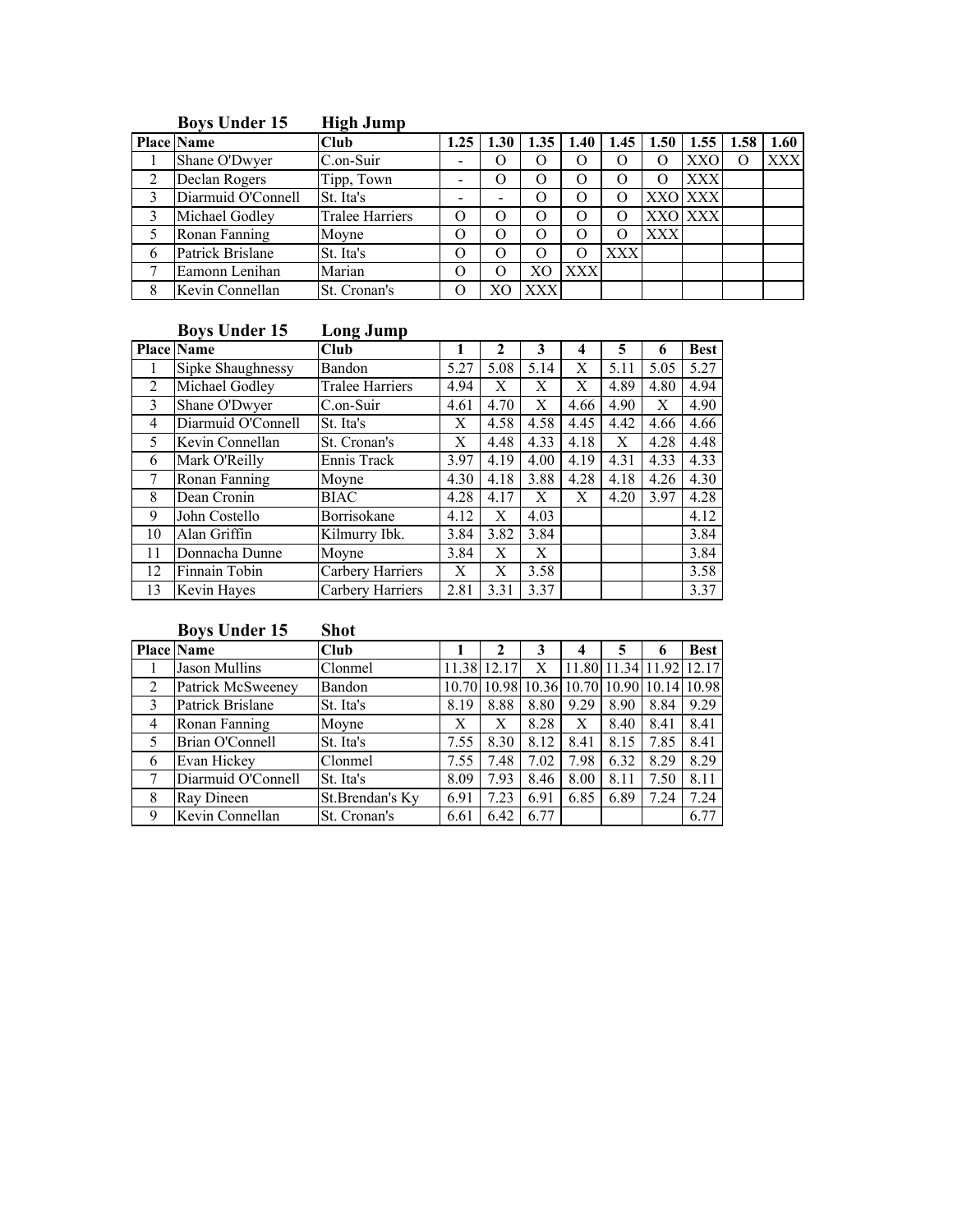### Boys Under 15 High Jump

| Place | Name | Club | 1.25 | 1.30 | 1.35 | 1.40 | 1.45 | 1.50 | 1.55 | 1.58 | 1.60 |
|---|---|---|---|---|---|---|---|---|---|---|---|
| 1 | Shane O'Dwyer | C.on-Suir | - | O | O | O | O | O | XXO | O | XXX |
| 2 | Declan Rogers | Tipp, Town | - | O | O | O | O | O | XXX | | |
| 3 | Diarmuid O'Connell | St. Ita's | - | - | O | O | O | XXO | XXX | | |
| 3 | Michael Godley | Tralee Harriers | O | O | O | O | O | XXO | XXX | | |
| 5 | Ronan Fanning | Moyne | O | O | O | O | O | XXX | | | |
| 6 | Patrick Brislane | St. Ita's | O | O | O | O | XXX | | | | |
| 7 | Eamonn Lenihan | Marian | O | O | XO | XXX | | | | | |
| 8 | Kevin Connellan | St. Cronan's | O | XO | XXX | | | | | | |

### Boys Under 15 Long Jump

| Place | Name | Club | 1 | 2 | 3 | 4 | 5 | 6 | Best |
|---|---|---|---|---|---|---|---|---|---|
| 1 | Sipke Shaughnessy | Bandon | 5.27 | 5.08 | 5.14 | X | 5.11 | 5.05 | 5.27 |
| 2 | Michael Godley | Tralee Harriers | 4.94 | X | X | X | 4.89 | 4.80 | 4.94 |
| 3 | Shane O'Dwyer | C.on-Suir | 4.61 | 4.70 | X | 4.66 | 4.90 | X | 4.90 |
| 4 | Diarmuid O'Connell | St. Ita's | X | 4.58 | 4.58 | 4.45 | 4.42 | 4.66 | 4.66 |
| 5 | Kevin Connellan | St. Cronan's | X | 4.48 | 4.33 | 4.18 | X | 4.28 | 4.48 |
| 6 | Mark O'Reilly | Ennis Track | 3.97 | 4.19 | 4.00 | 4.19 | 4.31 | 4.33 | 4.33 |
| 7 | Ronan Fanning | Moyne | 4.30 | 4.18 | 3.88 | 4.28 | 4.18 | 4.26 | 4.30 |
| 8 | Dean Cronin | BIAC | 4.28 | 4.17 | X | X | 4.20 | 3.97 | 4.28 |
| 9 | John Costello | Borrisokane | 4.12 | X | 4.03 | | | | 4.12 |
| 10 | Alan Griffin | Kilmurry Ibk. | 3.84 | 3.82 | 3.84 | | | | 3.84 |
| 11 | Donnacha Dunne | Moyne | 3.84 | X | X | | | | 3.84 |
| 12 | Finnain Tobin | Carbery Harriers | X | X | 3.58 | | | | 3.58 |
| 13 | Kevin Hayes | Carbery Harriers | 2.81 | 3.31 | 3.37 | | | | 3.37 |

### Boys Under 15 Shot

| Place | Name | Club | 1 | 2 | 3 | 4 | 5 | 6 | Best |
|---|---|---|---|---|---|---|---|---|---|
| 1 | Jason Mullins | Clonmel | 11.38 | 12.17 | X | 11.80 | 11.34 | 11.92 | 12.17 |
| 2 | Patrick McSweeney | Bandon | 10.70 | 10.98 | 10.36 | 10.70 | 10.90 | 10.14 | 10.98 |
| 3 | Patrick Brislane | St. Ita's | 8.19 | 8.88 | 8.80 | 9.29 | 8.90 | 8.84 | 9.29 |
| 4 | Ronan Fanning | Moyne | X | X | 8.28 | X | 8.40 | 8.41 | 8.41 |
| 5 | Brian O'Connell | St. Ita's | 7.55 | 8.30 | 8.12 | 8.41 | 8.15 | 7.85 | 8.41 |
| 6 | Evan Hickey | Clonmel | 7.55 | 7.48 | 7.02 | 7.98 | 6.32 | 8.29 | 8.29 |
| 7 | Diarmuid O'Connell | St. Ita's | 8.09 | 7.93 | 8.46 | 8.00 | 8.11 | 7.50 | 8.11 |
| 8 | Ray Dineen | St.Brendan's Ky | 6.91 | 7.23 | 6.91 | 6.85 | 6.89 | 7.24 | 7.24 |
| 9 | Kevin Connellan | St. Cronan's | 6.61 | 6.42 | 6.77 | | | | 6.77 |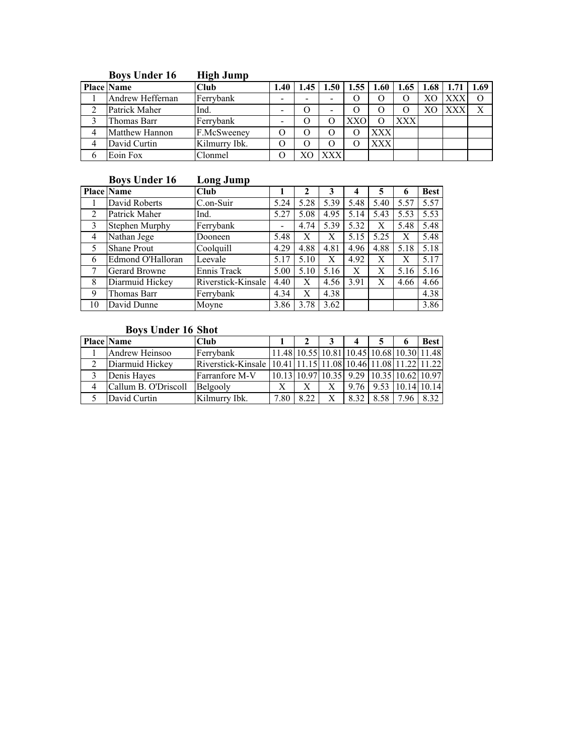### Boys Under 16 High Jump

| Place | Name | Club | 1.40 | 1.45 | 1.50 | 1.55 | 1.60 | 1.65 | 1.68 | 1.71 | 1.69 |
|---|---|---|---|---|---|---|---|---|---|---|---|
| 1 | Andrew Heffernan | Ferrybank | - | - | - | O | O | O | XO | XXX | O |
| 2 | Patrick Maher | Ind. | - | O | - | O | O | O | XO | XXX | X |
| 3 | Thomas Barr | Ferrybank | - | O | O | XXO | O | XXX | | | |
| 4 | Matthew Hannon | F.McSweeney | O | O | O | O | XXX | | | | |
| 4 | David Curtin | Kilmurry Ibk. | O | O | O | O | XXX | | | | |
| 6 | Eoin Fox | Clonmel | O | XO | XXX | | | | | | |

### Boys Under 16 Long Jump

| Place | Name | Club | 1 | 2 | 3 | 4 | 5 | 6 | Best |
|---|---|---|---|---|---|---|---|---|---|
| 1 | David Roberts | C.on-Suir | 5.24 | 5.28 | 5.39 | 5.48 | 5.40 | 5.57 | 5.57 |
| 2 | Patrick Maher | Ind. | 5.27 | 5.08 | 4.95 | 5.14 | 5.43 | 5.53 | 5.53 |
| 3 | Stephen Murphy | Ferrybank | - | 4.74 | 5.39 | 5.32 | X | 5.48 | 5.48 |
| 4 | Nathan Jege | Dooneen | 5.48 | X | X | 5.15 | 5.25 | X | 5.48 |
| 5 | Shane Prout | Coolquill | 4.29 | 4.88 | 4.81 | 4.96 | 4.88 | 5.18 | 5.18 |
| 6 | Edmond O'Halloran | Leevale | 5.17 | 5.10 | X | 4.92 | X | X | 5.17 |
| 7 | Gerard Browne | Ennis Track | 5.00 | 5.10 | 5.16 | X | X | 5.16 | 5.16 |
| 8 | Diarmuid Hickey | Riverstick-Kinsale | 4.40 | X | 4.56 | 3.91 | X | 4.66 | 4.66 |
| 9 | Thomas Barr | Ferrybank | 4.34 | X | 4.38 | | | | 4.38 |
| 10 | David Dunne | Moyne | 3.86 | 3.78 | 3.62 | | | | 3.86 |

### Boys Under 16 Shot

| Place | Name | Club | 1 | 2 | 3 | 4 | 5 | 6 | Best |
|---|---|---|---|---|---|---|---|---|---|
| 1 | Andrew Heinsoo | Ferrybank | 11.48 | 10.55 | 10.81 | 10.45 | 10.68 | 10.30 | 11.48 |
| 2 | Diarmuid Hickey | Riverstick-Kinsale | 10.41 | 11.15 | 11.08 | 10.46 | 11.08 | 11.22 | 11.22 |
| 3 | Denis Hayes | Farranfore M-V | 10.13 | 10.97 | 10.35 | 9.29 | 10.35 | 10.62 | 10.97 |
| 4 | Callum B. O'Driscoll | Belgooly | X | X | X | 9.76 | 9.53 | 10.14 | 10.14 |
| 5 | David Curtin | Kilmurry Ibk. | 7.80 | 8.22 | X | 8.32 | 8.58 | 7.96 | 8.32 |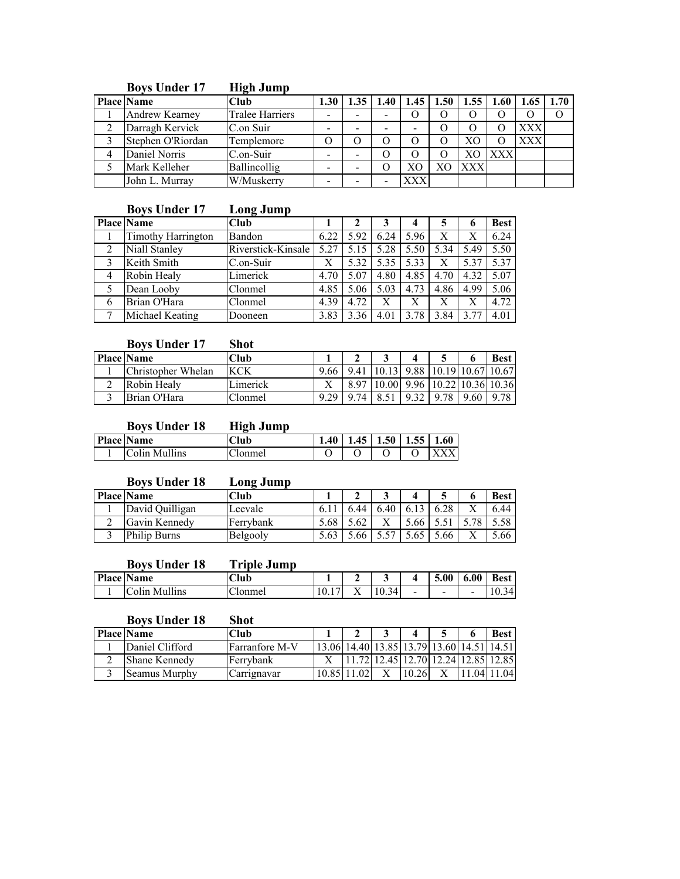### Boys Under 17 High Jump

| Place | Name | Club | 1.30 | 1.35 | 1.40 | 1.45 | 1.50 | 1.55 | 1.60 | 1.65 | 1.70 |
|---|---|---|---|---|---|---|---|---|---|---|---|
| 1 | Andrew Kearney | Tralee Harriers | - | - | - | O | O | O | O | O | O |
| 2 | Darragh Kervick | C.on Suir | - | - | - | - | O | O | O | XXX | |
| 3 | Stephen O'Riordan | Templemore | O | O | O | O | O | XO | O | XXX | |
| 4 | Daniel Norris | C.on-Suir | - | - | O | O | O | XO | XXX | | |
| 5 | Mark Kelleher | Ballincollig | - | - | O | XO | XO | XXX | | | |
| | John L. Murray | W/Muskerry | - | - | - | XXX | | | | | |

### Boys Under 17 Long Jump

| Place | Name | Club | 1 | 2 | 3 | 4 | 5 | 6 | Best |
|---|---|---|---|---|---|---|---|---|---|
| 1 | Timothy Harrington | Bandon | 6.22 | 5.92 | 6.24 | 5.96 | X | X | 6.24 |
| 2 | Niall Stanley | Riverstick-Kinsale | 5.27 | 5.15 | 5.28 | 5.50 | 5.34 | 5.49 | 5.50 |
| 3 | Keith Smith | C.on-Suir | X | 5.32 | 5.35 | 5.33 | X | 5.37 | 5.37 |
| 4 | Robin Healy | Limerick | 4.70 | 5.07 | 4.80 | 4.85 | 4.70 | 4.32 | 5.07 |
| 5 | Dean Looby | Clonmel | 4.85 | 5.06 | 5.03 | 4.73 | 4.86 | 4.99 | 5.06 |
| 6 | Brian O'Hara | Clonmel | 4.39 | 4.72 | X | X | X | X | 4.72 |
| 7 | Michael Keating | Dooneen | 3.83 | 3.36 | 4.01 | 3.78 | 3.84 | 3.77 | 4.01 |

### Boys Under 17 Shot

| Place | Name | Club | 1 | 2 | 3 | 4 | 5 | 6 | Best |
|---|---|---|---|---|---|---|---|---|---|
| 1 | Christopher Whelan | KCK | 9.66 | 9.41 | 10.13 | 9.88 | 10.19 | 10.67 | 10.67 |
| 2 | Robin Healy | Limerick | X | 8.97 | 10.00 | 9.96 | 10.22 | 10.36 | 10.36 |
| 3 | Brian O'Hara | Clonmel | 9.29 | 9.74 | 8.51 | 9.32 | 9.78 | 9.60 | 9.78 |

### Boys Under 18 High Jump

| Place | Name | Club | 1.40 | 1.45 | 1.50 | 1.55 | 1.60 |
|---|---|---|---|---|---|---|---|
| 1 | Colin Mullins | Clonmel | O | O | O | O | XXX |

### Boys Under 18 Long Jump

| Place | Name | Club | 1 | 2 | 3 | 4 | 5 | 6 | Best |
|---|---|---|---|---|---|---|---|---|---|
| 1 | David Quilligan | Leevale | 6.11 | 6.44 | 6.40 | 6.13 | 6.28 | X | 6.44 |
| 2 | Gavin Kennedy | Ferrybank | 5.68 | 5.62 | X | 5.66 | 5.51 | 5.78 | 5.58 |
| 3 | Philip Burns | Belgooly | 5.63 | 5.66 | 5.57 | 5.65 | 5.66 | X | 5.66 |

### Boys Under 18 Triple Jump

| Place | Name | Club | 1 | 2 | 3 | 4 | 5.00 | 6.00 | Best |
|---|---|---|---|---|---|---|---|---|---|
| 1 | Colin Mullins | Clonmel | 10.17 | X | 10.34 | - | - | - | 10.34 |

### Boys Under 18 Shot

| Place | Name | Club | 1 | 2 | 3 | 4 | 5 | 6 | Best |
|---|---|---|---|---|---|---|---|---|---|
| 1 | Daniel Clifford | Farranfore M-V | 13.06 | 14.40 | 13.85 | 13.79 | 13.60 | 14.51 | 14.51 |
| 2 | Shane Kennedy | Ferrybank | X | 11.72 | 12.45 | 12.70 | 12.24 | 12.85 | 12.85 |
| 3 | Seamus Murphy | Carrignavar | 10.85 | 11.02 | X | 10.26 | X | 11.04 | 11.04 |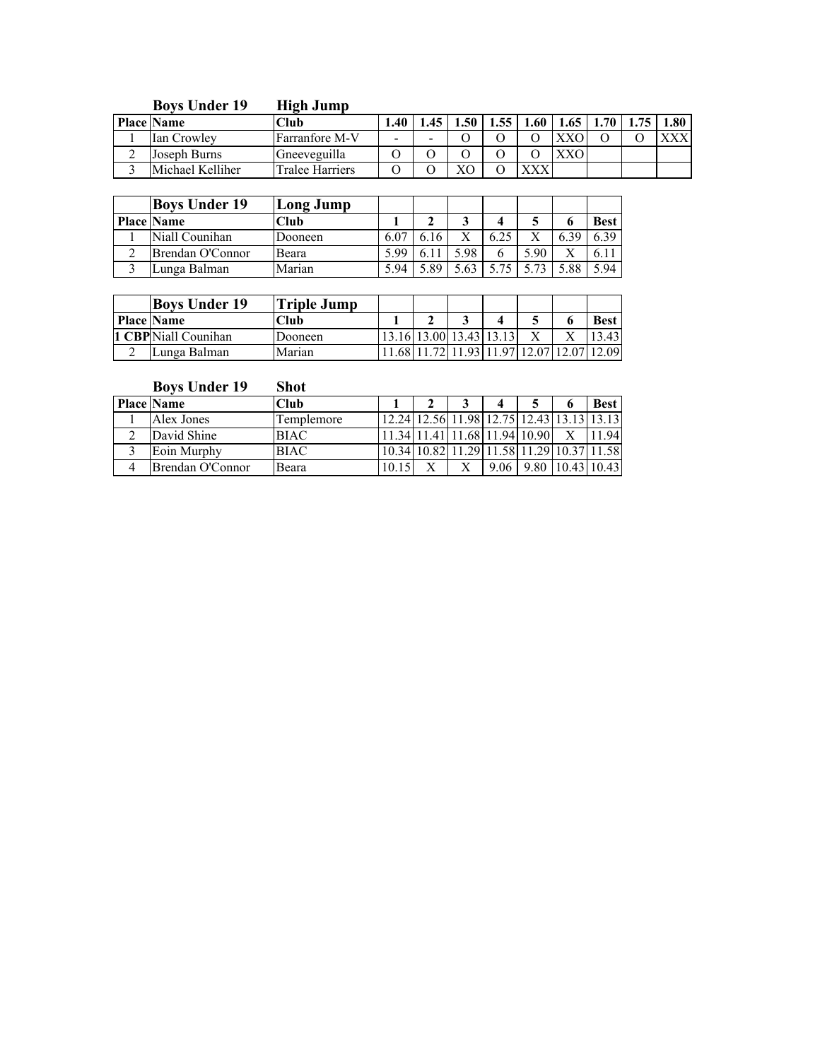**Boys Under 19** **High Jump**

| Place | Name | Club | 1.40 | 1.45 | 1.50 | 1.55 | 1.60 | 1.65 | 1.70 | 1.75 | 1.80 |
|---|---|---|---|---|---|---|---|---|---|---|---|
| 1 | Ian Crowley | Farranfore M-V | - | - | O | O | O | XXO | O | O | XXX |
| 2 | Joseph Burns | Gneeveguilla | O | O | O | O | O | XXO | | | |
| 3 | Michael Kelliher | Tralee Harriers | O | O | XO | O | XXX | | | | |

| | Boys Under 19 | Long Jump | | | | | | | |
|---|---|---|---|---|---|---|---|---|---|
| **Place** | **Name** | **Club** | **1** | **2** | **3** | **4** | **5** | **6** | **Best** |
| 1 | Niall Counihan | Dooneen | 6.07 | 6.16 | X | 6.25 | X | 6.39 | 6.39 |
| 2 | Brendan O'Connor | Beara | 5.99 | 6.11 | 5.98 | 6 | 5.90 | X | 6.11 |
| 3 | Lunga Balman | Marian | 5.94 | 5.89 | 5.63 | 5.75 | 5.73 | 5.88 | 5.94 |

| | Boys Under 19 | Triple Jump | | | | | | | |
|---|---|---|---|---|---|---|---|---|---|
| **Place** | **Name** | **Club** | **1** | **2** | **3** | **4** | **5** | **6** | **Best** |
| **1 CBP** | Niall Counihan | Dooneen | 13.16 | 13.00 | 13.43 | 13.13 | X | X | 13.43 |
| 2 | Lunga Balman | Marian | 11.68 | 11.72 | 11.93 | 11.97 | 12.07 | 12.07 | 12.09 |

**Boys Under 19** **Shot**

| Place | Name | Club | 1 | 2 | 3 | 4 | 5 | 6 | Best |
|---|---|---|---|---|---|---|---|---|---|
| 1 | Alex Jones | Templemore | 12.24 | 12.56 | 11.98 | 12.75 | 12.43 | 13.13 | 13.13 |
| 2 | David Shine | BIAC | 11.34 | 11.41 | 11.68 | 11.94 | 10.90 | X | 11.94 |
| 3 | Eoin Murphy | BIAC | 10.34 | 10.82 | 11.29 | 11.58 | 11.29 | 10.37 | 11.58 |
| 4 | Brendan O'Connor | Beara | 10.15 | X | X | 9.06 | 9.80 | 10.43 | 10.43 |